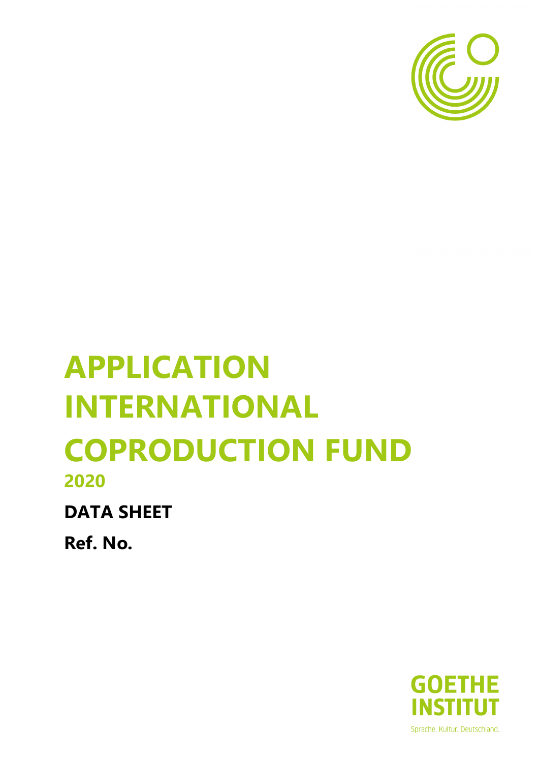# APPLICATION INTERNATIONAL COPRODUCTION FUND

## 2020

**DATA SHEET**

**Ref. No.**

GOETHE INSTITUT

Sprache. Kultur. Deutschland.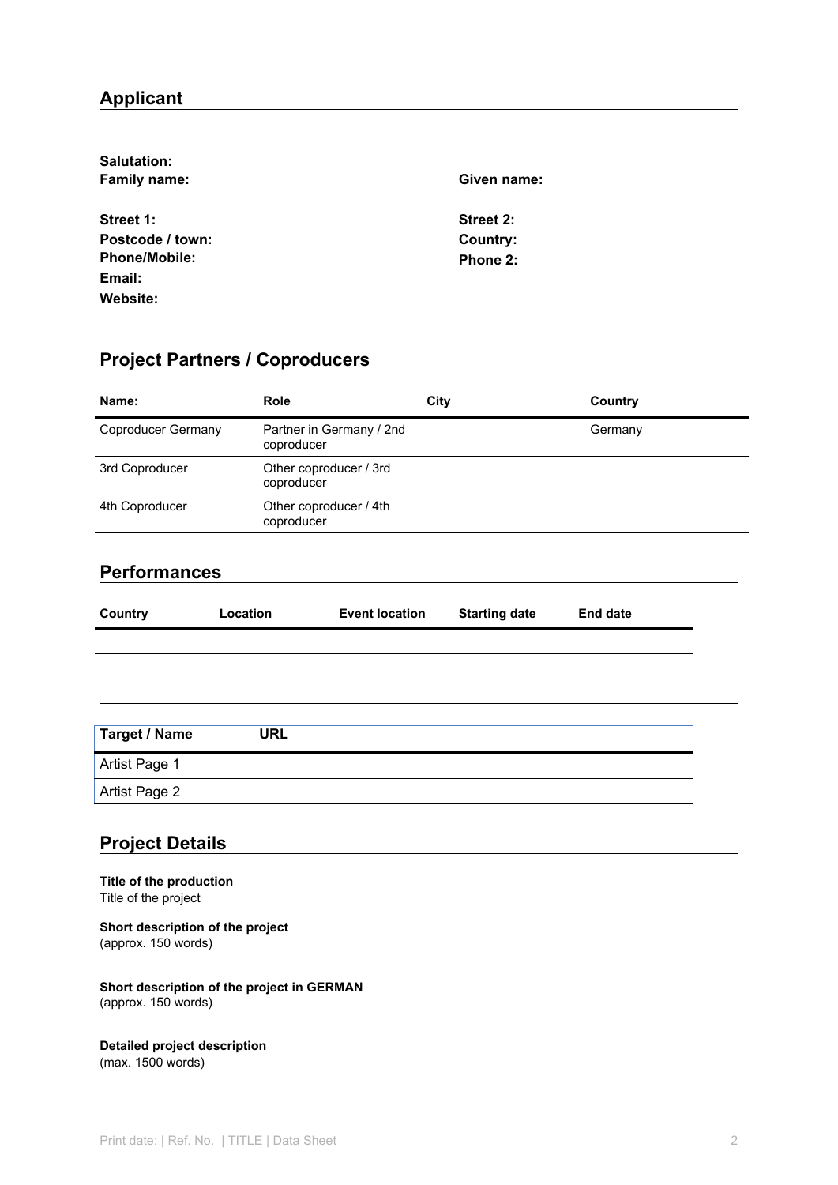## Applicant

**Salutation:**
**Family name:** **Given name:**

**Street 1:** **Street 2:**
**Postcode / town:** **Country:**
**Phone/Mobile:** **Phone 2:**
**Email:**
**Website:**

## Project Partners / Coproducers

| Name: | Role | City | Country |
| --- | --- | --- | --- |
| Coproducer Germany | Partner in Germany / 2nd coproducer | | Germany |
| 3rd Coproducer | Other coproducer / 3rd coproducer | | |
| 4th Coproducer | Other coproducer / 4th coproducer | | |

## Performances

| Country | Location | Event location | Starting date | End date |
| --- | --- | --- | --- | --- |
| | | | | |

| Target / Name | URL |
| --- | --- |
| Artist Page 1 | |
| Artist Page 2 | |

## Project Details

**Title of the production**
Title of the project

**Short description of the project**
(approx. 150 words)

**Short description of the project in GERMAN**
(approx. 150 words)

**Detailed project description**
(max. 1500 words)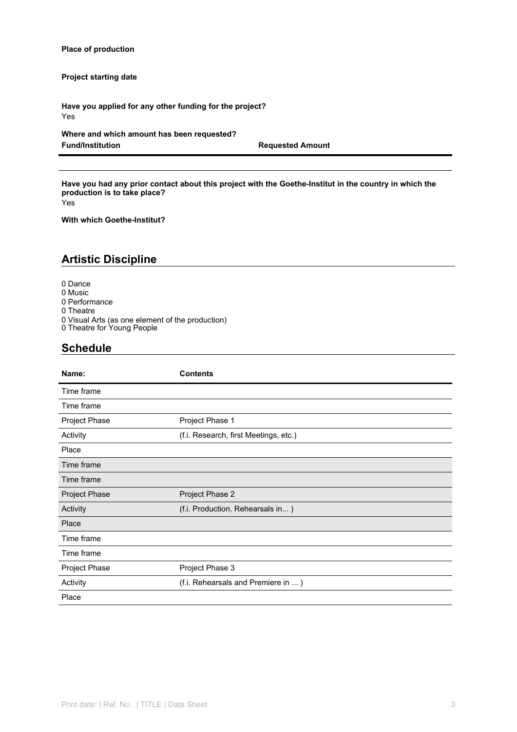**Place of production**

**Project starting date**

**Have you applied for any other funding for the project?**
Yes

**Where and which amount has been requested?**

| Fund/Institution | Requested Amount |
|---|---|
| | |

**Have you had any prior contact about this project with the Goethe-Institut in the country in which the production is to take place?**
Yes

**With which Goethe-Institut?**

## Artistic Discipline

0 Dance
0 Music
0 Performance
0 Theatre
0 Visual Arts (as one element of the production)
0 Theatre for Young People

## Schedule

| Name: | Contents |
|---|---|
| Time frame | |
| Time frame | |
| Project Phase | Project Phase 1 |
| Activity | (f.i. Research, first Meetings, etc.) |
| Place | |
| Time frame | |
| Time frame | |
| Project Phase | Project Phase 2 |
| Activity | (f.i. Production, Rehearsals in... ) |
| Place | |
| Time frame | |
| Time frame | |
| Project Phase | Project Phase 3 |
| Activity | (f.i. Rehearsals and Premiere in ... ) |
| Place | |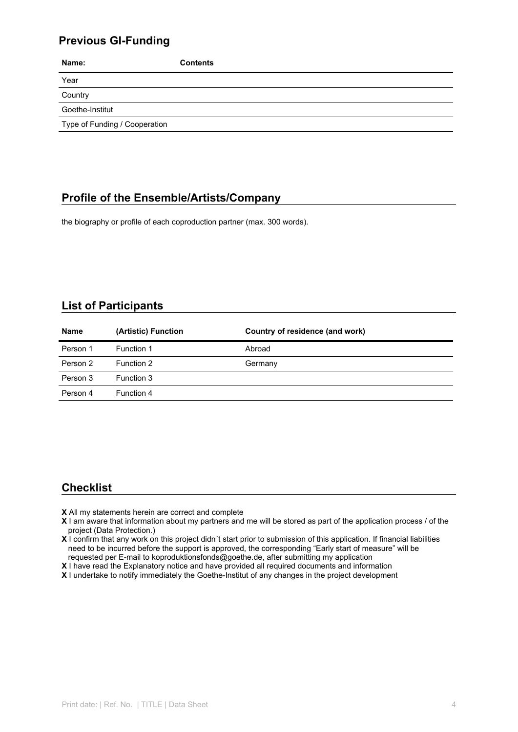## Previous GI-Funding

| Name: | Contents |
|---|---|
| Year | |
| Country | |
| Goethe-Institut | |
| Type of Funding / Cooperation | |

## Profile of the Ensemble/Artists/Company

the biography or profile of each coproduction partner (max. 300 words).

## List of Participants

| Name | (Artistic) Function | Country of residence (and work) |
|---|---|---|
| Person 1 | Function 1 | Abroad |
| Person 2 | Function 2 | Germany |
| Person 3 | Function 3 | |
| Person 4 | Function 4 | |

## Checklist

**X** All my statements herein are correct and complete
**X** I am aware that information about my partners and me will be stored as part of the application process / of the project (Data Protection.)
**X** I confirm that any work on this project didn´t start prior to submission of this application. If financial liabilities need to be incurred before the support is approved, the corresponding "Early start of measure" will be requested per E-mail to koproduktionsfonds@goethe.de, after submitting my application
**X** I have read the Explanatory notice and have provided all required documents and information
**X** I undertake to notify immediately the Goethe-Institut of any changes in the project development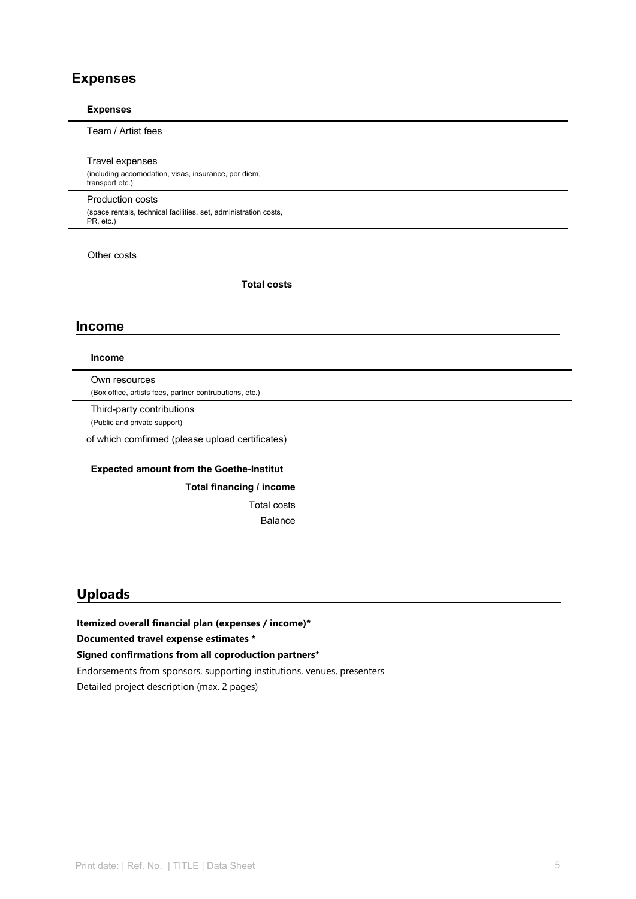## Expenses

| **Expenses** | |
|---|---|
| Team / Artist fees | |
| Travel expenses (including accomodation, visas, insurance, per diem, transport etc.) | |
| Production costs (space rentals, technical facilities, set, administration costs, PR, etc.) | |
| | |
| Other costs | |
| **Total costs** | |

## Income

| **Income** | |
|---|---|
| Own resources (Box office, artists fees, partner contrubutions, etc.) | |
| Third-party contributions (Public and private support) | |
| of which comfirmed (please upload certificates) | |
| **Expected amount from the Goethe-Institut** | |
| **Total financing / income** | |
| Total costs | |
| Balance | |

## Uploads

**Itemized overall financial plan (expenses / income)***

**Documented travel expense estimates ***

**Signed confirmations from all coproduction partners***

Endorsements from sponsors, supporting institutions, venues, presenters

Detailed project description (max. 2 pages)